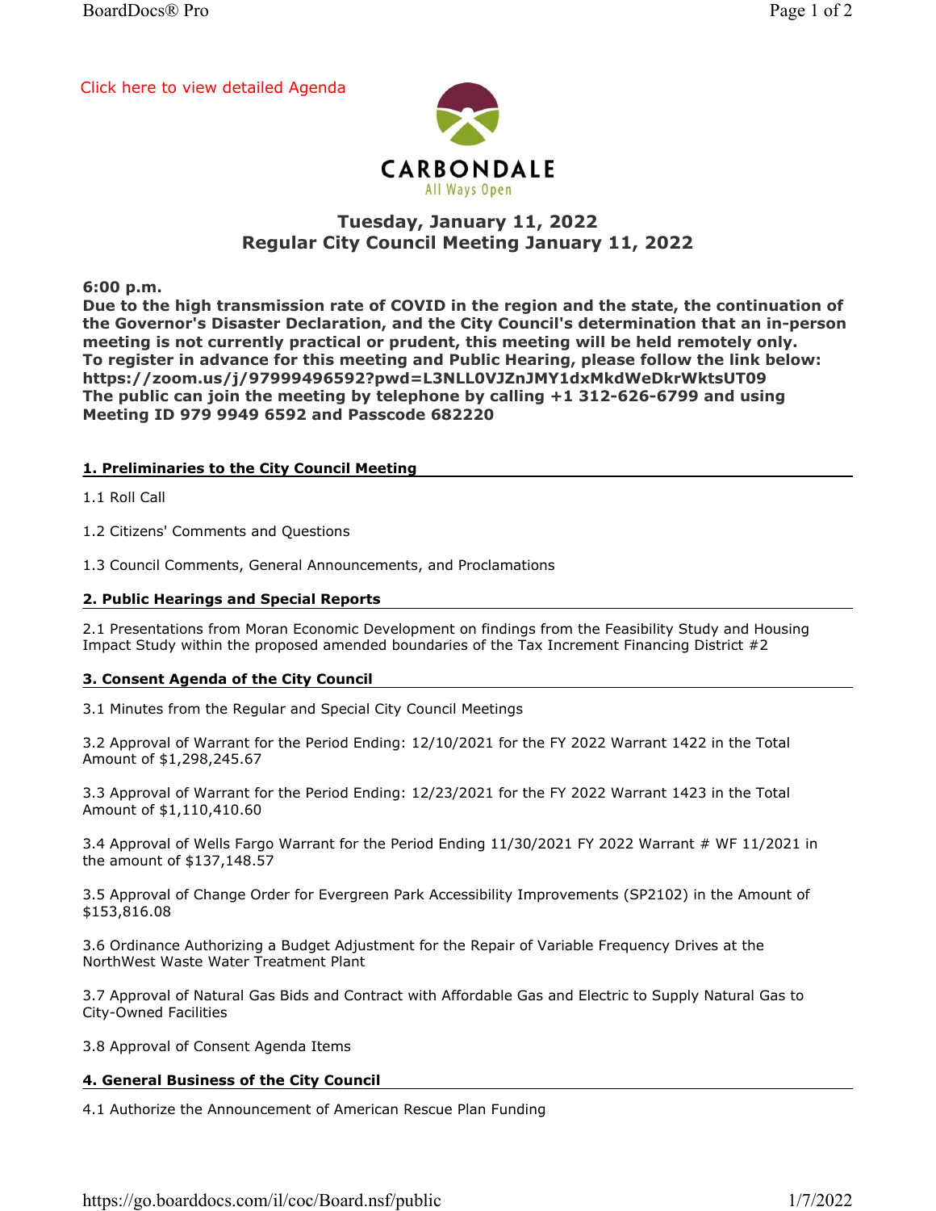Click here to view detailed Agenda

CARBONDALE
All Ways Open

## Tuesday, January 11, 2022
## Regular City Council Meeting January 11, 2022

**6:00 p.m.**
**Due to the high transmission rate of COVID in the region and the state, the continuation of the Governor's Disaster Declaration, and the City Council's determination that an in-person meeting is not currently practical or prudent, this meeting will be held remotely only.**
**To register in advance for this meeting and Public Hearing, please follow the link below:**
**https://zoom.us/j/97999496592?pwd=L3NLL0VJZnJMY1dxMkdWeDkrWktsUT09**
**The public can join the meeting by telephone by calling +1 312-626-6799 and using Meeting ID 979 9949 6592 and Passcode 682220**

### 1. Preliminaries to the City Council Meeting

1.1 Roll Call

1.2 Citizens' Comments and Questions

1.3 Council Comments, General Announcements, and Proclamations

### 2. Public Hearings and Special Reports

2.1 Presentations from Moran Economic Development on findings from the Feasibility Study and Housing Impact Study within the proposed amended boundaries of the Tax Increment Financing District #2

### 3. Consent Agenda of the City Council

3.1 Minutes from the Regular and Special City Council Meetings

3.2 Approval of Warrant for the Period Ending: 12/10/2021 for the FY 2022 Warrant 1422 in the Total Amount of $1,298,245.67

3.3 Approval of Warrant for the Period Ending: 12/23/2021 for the FY 2022 Warrant 1423 in the Total Amount of $1,110,410.60

3.4 Approval of Wells Fargo Warrant for the Period Ending 11/30/2021 FY 2022 Warrant # WF 11/2021 in the amount of $137,148.57

3.5 Approval of Change Order for Evergreen Park Accessibility Improvements (SP2102) in the Amount of $153,816.08

3.6 Ordinance Authorizing a Budget Adjustment for the Repair of Variable Frequency Drives at the NorthWest Waste Water Treatment Plant

3.7 Approval of Natural Gas Bids and Contract with Affordable Gas and Electric to Supply Natural Gas to City-Owned Facilities

3.8 Approval of Consent Agenda Items

### 4. General Business of the City Council

4.1 Authorize the Announcement of American Rescue Plan Funding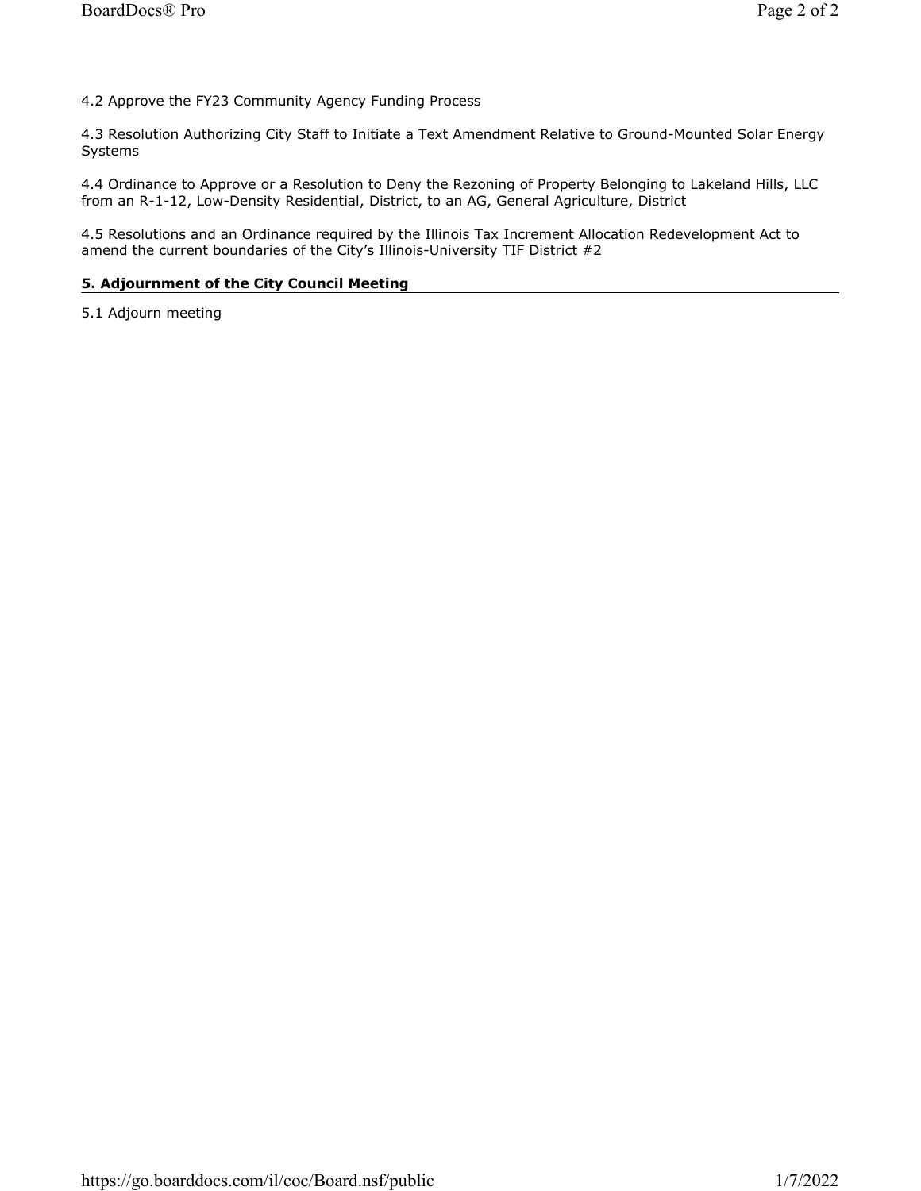4.2 Approve the FY23 Community Agency Funding Process

4.3 Resolution Authorizing City Staff to Initiate a Text Amendment Relative to Ground-Mounted Solar Energy Systems

4.4 Ordinance to Approve or a Resolution to Deny the Rezoning of Property Belonging to Lakeland Hills, LLC from an R-1-12, Low-Density Residential, District, to an AG, General Agriculture, District

4.5 Resolutions and an Ordinance required by the Illinois Tax Increment Allocation Redevelopment Act to amend the current boundaries of the City's Illinois-University TIF District #2

## 5. Adjournment of the City Council Meeting

5.1 Adjourn meeting